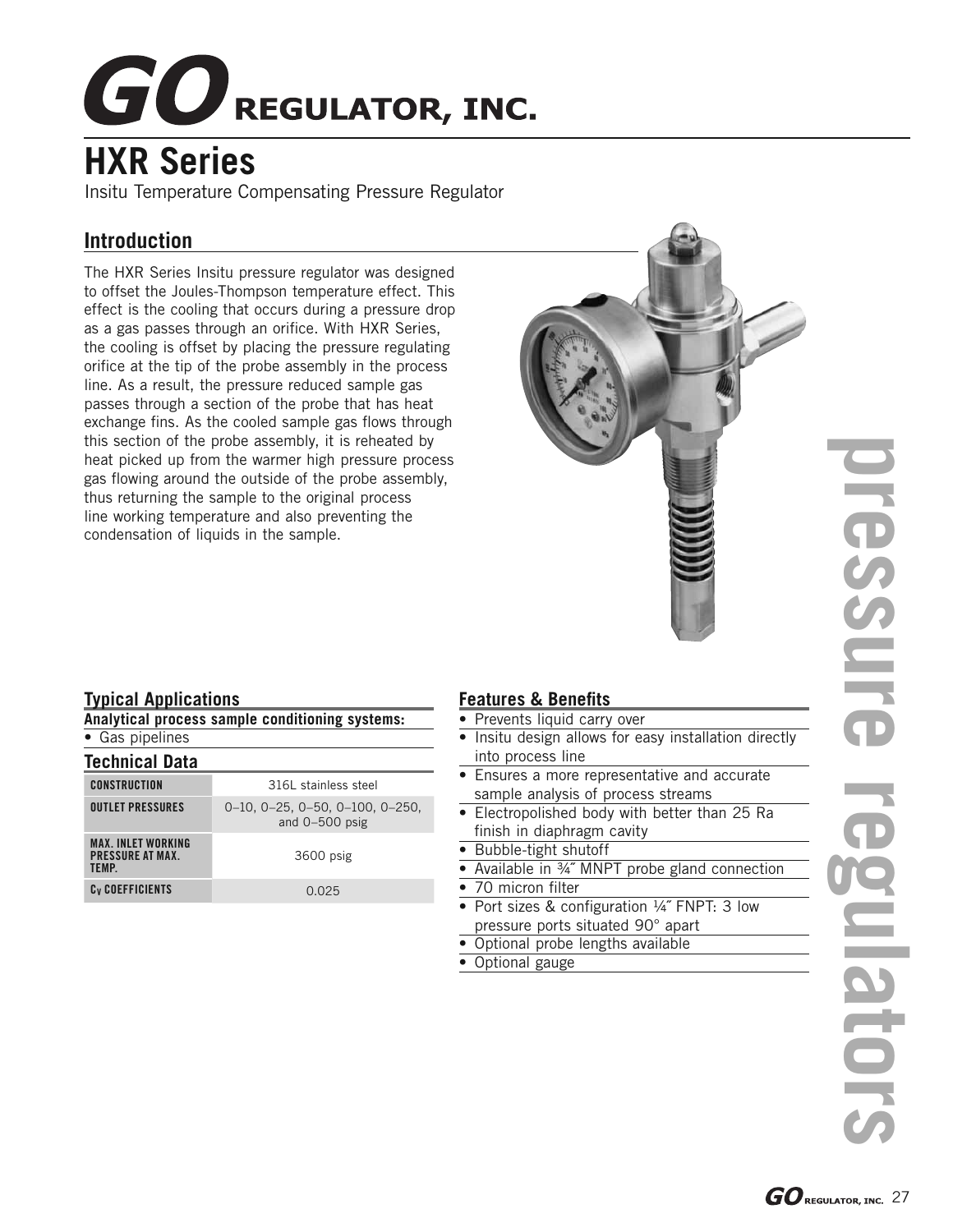# GO REGULATOR, INC.

## HXR Series

Insitu Temperature Compensating Pressure Regulator

### Introduction

The HXR Series Insitu pressure regulator was designed to offset the Joules-Thompson temperature effect. This effect is the cooling that occurs during a pressure drop as a gas passes through an orifice. With HXR Series, the cooling is offset by placing the pressure regulating orifice at the tip of the probe assembly in the process line. As a result, the pressure reduced sample gas passes through a section of the probe that has heat exchange fins. As the cooled sample gas flows through this section of the probe assembly, it is reheated by heat picked up from the warmer high pressure process gas flowing around the outside of the probe assembly, thus returning the sample to the original process line working temperature and also preventing the condensation of liquids in the sample.

### Typical Applications

**Analytical process sample conditioning systems:**

- Gas pipelines

### Technical Data

| | |
|---|---|
| **CONSTRUCTION** | 316L stainless steel |
| **OUTLET PRESSURES** | 0–10, 0–25, 0–50, 0–100, 0–250, and 0–500 psig |
| **MAX. INLET WORKING PRESSURE AT MAX. TEMP.** | 3600 psig |
| **$C_V$ COEFFICIENTS** | 0.025 |

### Features & Benefits

- Prevents liquid carry over
- Insitu design allows for easy installation directly into process line
- Ensures a more representative and accurate sample analysis of process streams
- Electropolished body with better than 25 Ra finish in diaphragm cavity
- Bubble-tight shutoff
- Available in ¾˝ MNPT probe gland connection
- 70 micron filter
- Port sizes & configuration ¼˝ FNPT: 3 low pressure ports situated 90° apart
- Optional probe lengths available
- Optional gauge

pressure regulators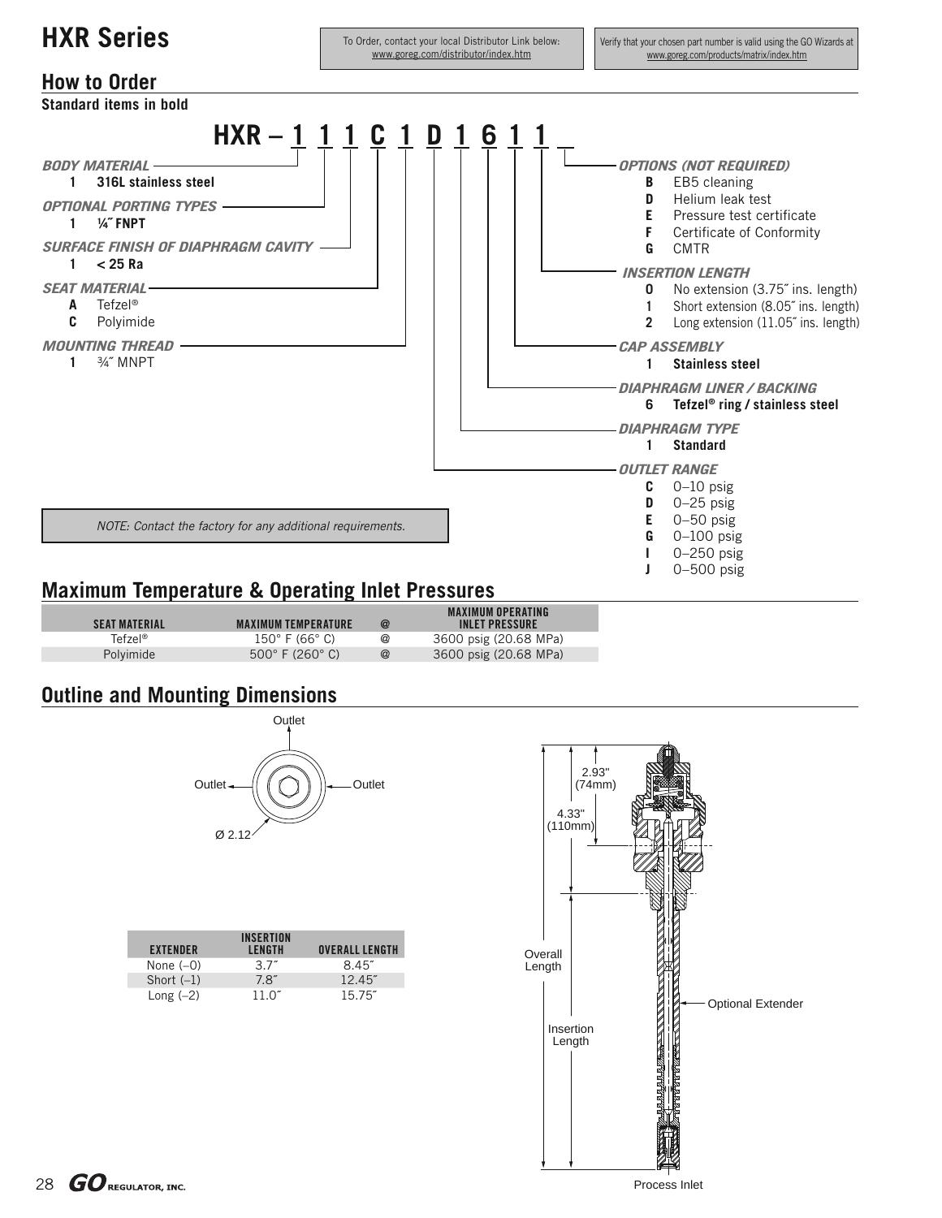# HXR Series

To Order, contact your local Distributor Link below: www.goreg.com/distributor/index.htm

Verify that your chosen part number is valid using the GO Wizards at www.goreg.com/products/matrix/index.htm

## How to Order

**Standard items in bold**

**HXR – 1 1 1 C 1 D 1 6 1 1 _**

*BODY MATERIAL*
- **1 316L stainless steel**

*OPTIONAL PORTING TYPES*
- **1 ¼˝ FNPT**

*SURFACE FINISH OF DIAPHRAGM CAVITY*
- **1 < 25 Ra**

*SEAT MATERIAL*
- **A** Tefzel®
- **C** Polyimide

*MOUNTING THREAD*
- **1** ¾˝ MNPT

*OPTIONS (NOT REQUIRED)*
- **B** EB5 cleaning
- **D** Helium leak test
- **E** Pressure test certificate
- **F** Certificate of Conformity
- **G** CMTR

*INSERTION LENGTH*
- **0** No extension (3.75˝ ins. length)
- **1** Short extension (8.05˝ ins. length)
- **2** Long extension (11.05˝ ins. length)

*CAP ASSEMBLY*
- **1 Stainless steel**

*DIAPHRAGM LINER / BACKING*
- **6 Tefzel® ring / stainless steel**

*DIAPHRAGM TYPE*
- **1 Standard**

*OUTLET RANGE*
- **C** 0–10 psig
- **D** 0–25 psig
- **E** 0–50 psig
- **G** 0–100 psig
- **I** 0–250 psig
- **J** 0–500 psig

*NOTE: Contact the factory for any additional requirements.*

## Maximum Temperature & Operating Inlet Pressures

| SEAT MATERIAL | MAXIMUM TEMPERATURE | @ | MAXIMUM OPERATING INLET PRESSURE |
|---|---|---|---|
| Tefzel® | 150° F (66° C) | @ | 3600 psig (20.68 MPa) |
| Polyimide | 500° F (260° C) | @ | 3600 psig (20.68 MPa) |

## Outline and Mounting Dimensions

Outlet
Outlet
Outlet
Ø 2.12

| EXTENDER | INSERTION LENGTH | OVERALL LENGTH |
|---|---|---|
| None (–0) | 3.7˝ | 8.45˝ |
| Short (–1) | 7.8˝ | 12.45˝ |
| Long (–2) | 11.0˝ | 15.75˝ |

2.93" (74mm)
4.33" (110mm)
Overall Length
Insertion Length
Optional Extender
Process Inlet